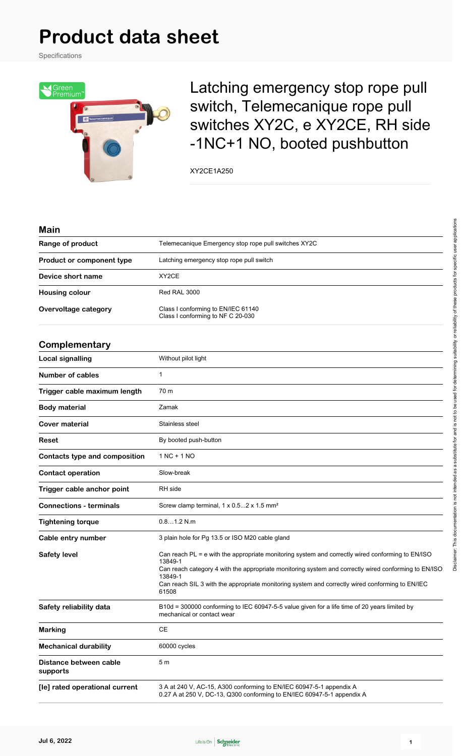# Product data sheet

Specifications

## Latching emergency stop rope pull switch, Telemecanique rope pull switches XY2C, e XY2CE, RH side -1NC+1 NO, booted pushbutton

XY2CE1A250

### Main

| | |
|---|---|
| Range of product | Telemecanique Emergency stop rope pull switches XY2C |
| Product or component type | Latching emergency stop rope pull switch |
| Device short name | XY2CE |
| Housing colour | Red RAL 3000 |
| Overvoltage category | Class I conforming to EN/IEC 61140<br>Class I conforming to NF C 20-030 |

### Complementary

| | |
|---|---|
| Local signalling | Without pilot light |
| Number of cables | 1 |
| Trigger cable maximum length | 70 m |
| Body material | Zamak |
| Cover material | Stainless steel |
| Reset | By booted push-button |
| Contacts type and composition | 1 NC + 1 NO |
| Contact operation | Slow-break |
| Trigger cable anchor point | RH side |
| Connections - terminals | Screw clamp terminal, 1 x 0.5...2 x 1.5 mm² |
| Tightening torque | 0.8…1.2 N.m |
| Cable entry number | 3 plain hole for Pg 13.5 or ISO M20 cable gland |
| Safety level | Can reach PL = e with the appropriate monitoring system and correctly wired conforming to EN/ISO 13849-1<br>Can reach category 4 with the appropriate monitoring system and correctly wired conforming to EN/ISO 13849-1<br>Can reach SIL 3 with the appropriate monitoring system and correctly wired conforming to EN/IEC 61508 |
| Safety reliability data | B10d = 300000 conforming to IEC 60947-5-5 value given for a life time of 20 years limited by mechanical or contact wear |
| Marking | CE |
| Mechanical durability | 60000 cycles |
| Distance between cable supports | 5 m |
| [Ie] rated operational current | 3 A at 240 V, AC-15, A300 conforming to EN/IEC 60947-5-1 appendix A<br>0.27 A at 250 V, DC-13, Q300 conforming to EN/IEC 60947-5-1 appendix A |

Disclaimer: This documentation is not intended as a substitute for and is not to be used for determining suitability or reliability of these products for specific user applications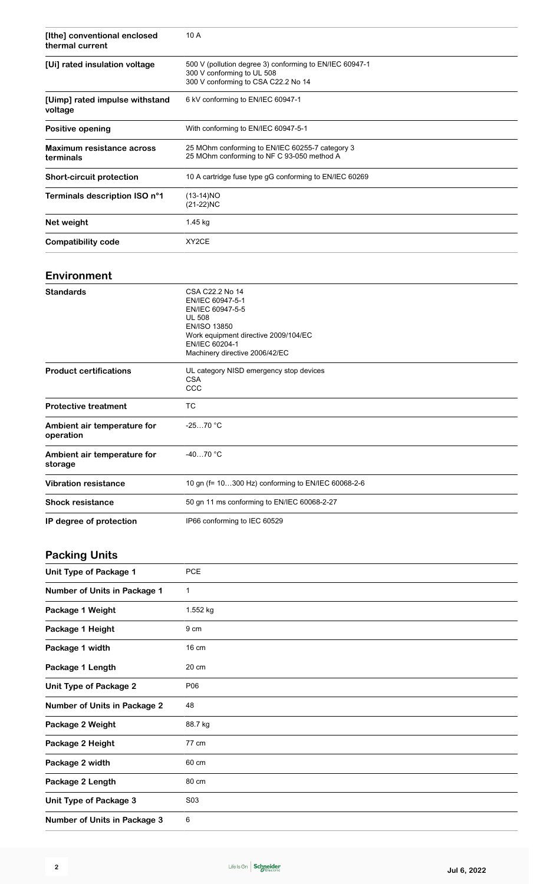| | |
|---|---|
| [Ithe] conventional enclosed thermal current | 10 A |
| [Ui] rated insulation voltage | 500 V (pollution degree 3) conforming to EN/IEC 60947-1<br>300 V conforming to UL 508<br>300 V conforming to CSA C22.2 No 14 |
| [Uimp] rated impulse withstand voltage | 6 kV conforming to EN/IEC 60947-1 |
| Positive opening | With conforming to EN/IEC 60947-5-1 |
| Maximum resistance across terminals | 25 MOhm conforming to EN/IEC 60255-7 category 3<br>25 MOhm conforming to NF C 93-050 method A |
| Short-circuit protection | 10 A cartridge fuse type gG conforming to EN/IEC 60269 |
| Terminals description ISO n°1 | (13-14)NO<br>(21-22)NC |
| Net weight | 1.45 kg |
| Compatibility code | XY2CE |

## Environment

| | |
|---|---|
| Standards | CSA C22.2 No 14<br>EN/IEC 60947-5-1<br>EN/IEC 60947-5-5<br>UL 508<br>EN/ISO 13850<br>Work equipment directive 2009/104/EC<br>EN/IEC 60204-1<br>Machinery directive 2006/42/EC |
| Product certifications | UL category NISD emergency stop devices<br>CSA<br>CCC |
| Protective treatment | TC |
| Ambient air temperature for operation | -25…70 °C |
| Ambient air temperature for storage | -40…70 °C |
| Vibration resistance | 10 gn (f= 10…300 Hz) conforming to EN/IEC 60068-2-6 |
| Shock resistance | 50 gn 11 ms conforming to EN/IEC 60068-2-27 |
| IP degree of protection | IP66 conforming to IEC 60529 |

## Packing Units

| | |
|---|---|
| Unit Type of Package 1 | PCE |
| Number of Units in Package 1 | 1 |
| Package 1 Weight | 1.552 kg |
| Package 1 Height | 9 cm |
| Package 1 width | 16 cm |
| Package 1 Length | 20 cm |
| Unit Type of Package 2 | P06 |
| Number of Units in Package 2 | 48 |
| Package 2 Weight | 88.7 kg |
| Package 2 Height | 77 cm |
| Package 2 width | 60 cm |
| Package 2 Length | 80 cm |
| Unit Type of Package 3 | S03 |
| Number of Units in Package 3 | 6 |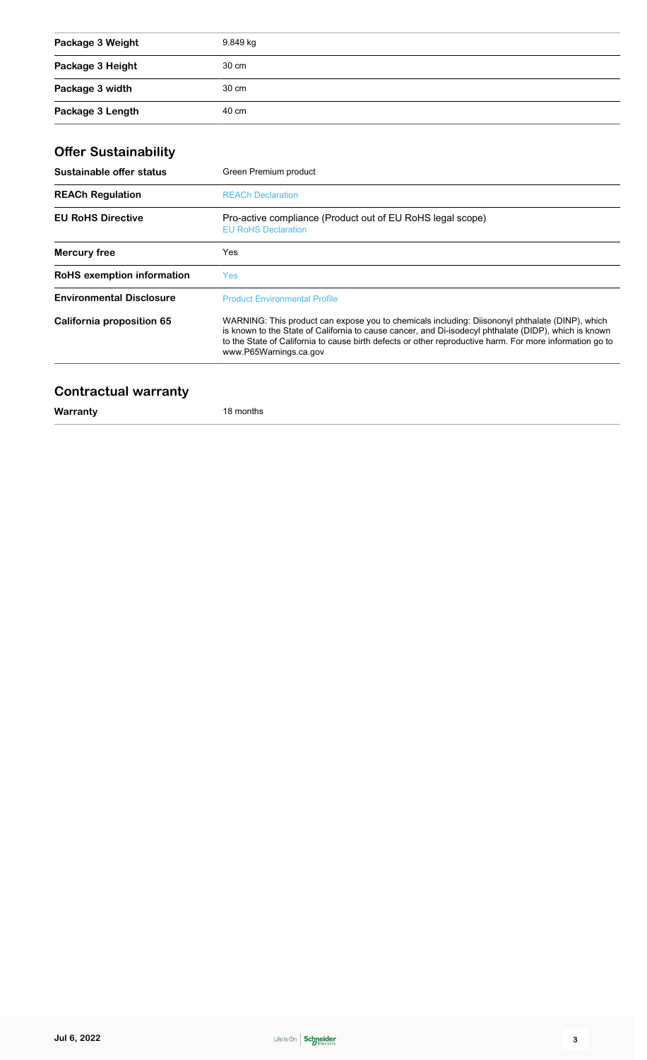| | |
|---|---|
| **Package 3 Weight** | 9.849 kg |
| **Package 3 Height** | 30 cm |
| **Package 3 width** | 30 cm |
| **Package 3 Length** | 40 cm |

## Offer Sustainability

| | |
|---|---|
| **Sustainable offer status** | Green Premium product |
| **REACh Regulation** | REACh Declaration |
| **EU RoHS Directive** | Pro-active compliance (Product out of EU RoHS legal scope)<br>EU RoHS Declaration |
| **Mercury free** | Yes |
| **RoHS exemption information** | Yes |
| **Environmental Disclosure** | Product Environmental Profile |
| **California proposition 65** | WARNING: This product can expose you to chemicals including: Diisononyl phthalate (DINP), which is known to the State of California to cause cancer, and Di-isodecyl phthalate (DIDP), which is known to the State of California to cause birth defects or other reproductive harm. For more information go to www.P65Warnings.ca.gov |

## Contractual warranty

| | |
|---|---|
| **Warranty** | 18 months |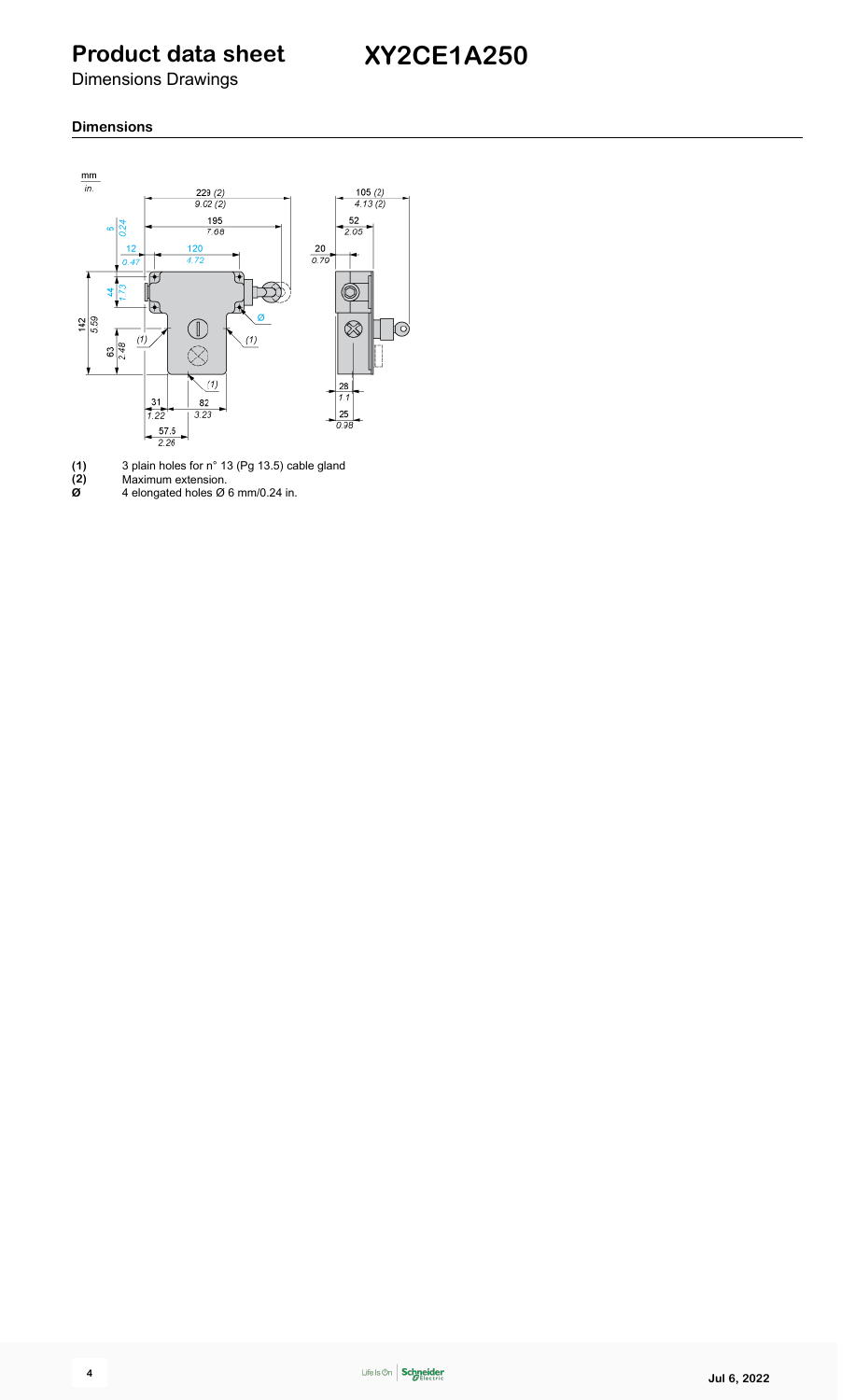# Product data sheet XY2CE1A250

Dimensions Drawings

### Dimensions

**(1)** 3 plain holes for n° 13 (Pg 13.5) cable gland

**(2)** Maximum extension.

**Ø** 4 elongated holes Ø 6 mm/0.24 in.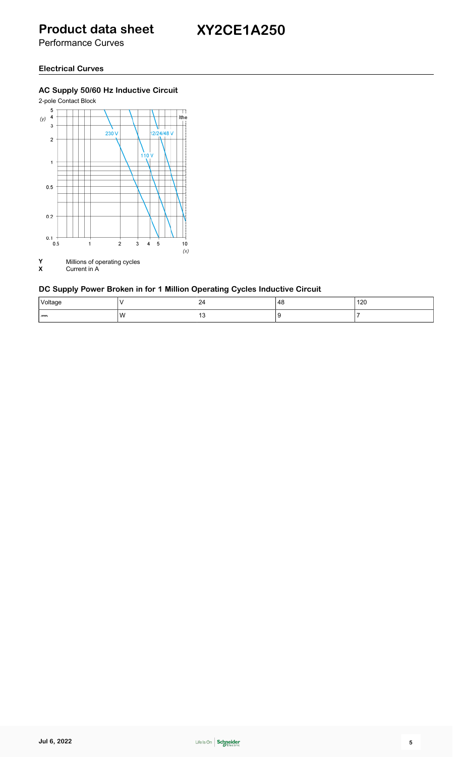# Product data sheet

Performance Curves

# XY2CE1A250

## Electrical Curves

### AC Supply 50/60 Hz Inductive Circuit

2-pole Contact Block

5
(y) 4
3
2
1
0.5
0.2
0.1
0.5
1
2
3
4
5
10
(x)
Ithe
230 V
12/24/48 V
110 V

**Y** Millions of operating cycles
**X** Current in A

### DC Supply Power Broken in for 1 Million Operating Cycles Inductive Circuit

| Voltage | V | 24 | 48 | 120 |
| --- | --- | --- | --- | --- |
| ⎓ | W | 13 | 9 | 7 |